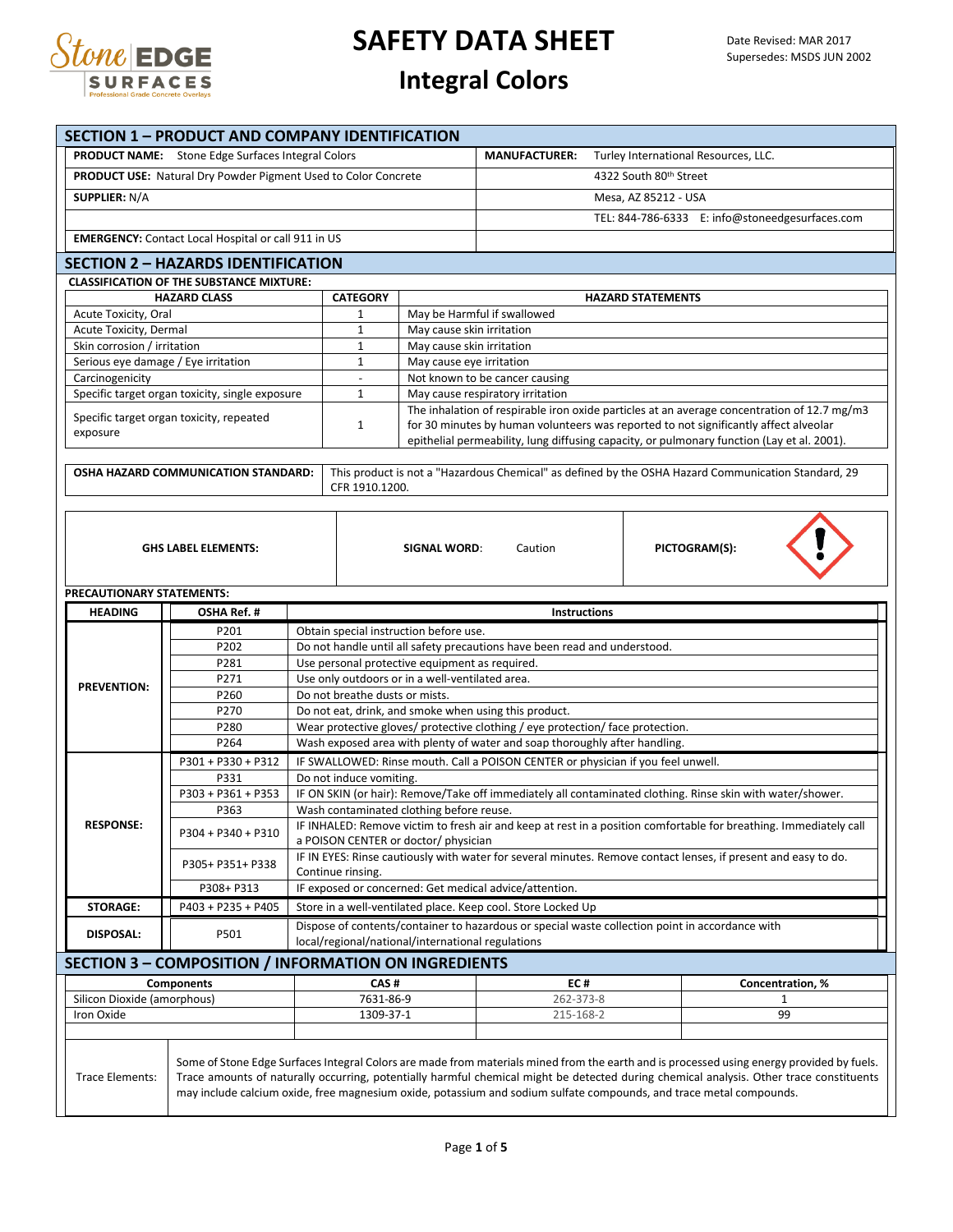# SAFETY DATA SHEET

## Integral Colors

Date Revised: MAR 2017
Supersedes: MSDS JUN 2002

## SECTION 1 – PRODUCT AND COMPANY IDENTIFICATION

| | |
|---|---|
| **PRODUCT NAME:** Stone Edge Surfaces Integral Colors | **MANUFACTURER:** Turley International Resources, LLC. |
| **PRODUCT USE:** Natural Dry Powder Pigment Used to Color Concrete | 4322 South 80th Street |
| **SUPPLIER:** N/A | Mesa, AZ 85212 - USA |
| | TEL: 844-786-6333 E: info@stoneedgesurfaces.com |
| **EMERGENCY:** Contact Local Hospital or call 911 in US | |

## SECTION 2 – HAZARDS IDENTIFICATION

**CLASSIFICATION OF THE SUBSTANCE MIXTURE:**

| HAZARD CLASS | CATEGORY | HAZARD STATEMENTS |
|---|---|---|
| Acute Toxicity, Oral | 1 | May be Harmful if swallowed |
| Acute Toxicity, Dermal | 1 | May cause skin irritation |
| Skin corrosion / irritation | 1 | May cause skin irritation |
| Serious eye damage / Eye irritation | 1 | May cause eye irritation |
| Carcinogenicity | - | Not known to be cancer causing |
| Specific target organ toxicity, single exposure | 1 | May cause respiratory irritation |
| Specific target organ toxicity, repeated exposure | 1 | The inhalation of respirable iron oxide particles at an average concentration of 12.7 mg/m3 for 30 minutes by human volunteers was reported to not significantly affect alveolar epithelial permeability, lung diffusing capacity, or pulmonary function (Lay et al. 2001). |

| | |
|---|---|
| **OSHA HAZARD COMMUNICATION STANDARD:** | This product is not a "Hazardous Chemical" as defined by the OSHA Hazard Communication Standard, 29 CFR 1910.1200. |

| | | |
|---|---|---|
| **GHS LABEL ELEMENTS:** | **SIGNAL WORD**: Caution | **PICTOGRAM(S):** |

**PRECAUTIONARY STATEMENTS:**

| HEADING | OSHA Ref. # | Instructions |
|---|---|---|
| **PREVENTION:** | P201 | Obtain special instruction before use. |
| | P202 | Do not handle until all safety precautions have been read and understood. |
| | P281 | Use personal protective equipment as required. |
| | P271 | Use only outdoors or in a well-ventilated area. |
| | P260 | Do not breathe dusts or mists. |
| | P270 | Do not eat, drink, and smoke when using this product. |
| | P280 | Wear protective gloves/ protective clothing / eye protection/ face protection. |
| | P264 | Wash exposed area with plenty of water and soap thoroughly after handling. |
| **RESPONSE:** | P301 + P330 + P312 | IF SWALLOWED: Rinse mouth. Call a POISON CENTER or physician if you feel unwell. |
| | P331 | Do not induce vomiting. |
| | P303 + P361 + P353 | IF ON SKIN (or hair): Remove/Take off immediately all contaminated clothing. Rinse skin with water/shower. |
| | P363 | Wash contaminated clothing before reuse. |
| | P304 + P340 + P310 | IF INHALED: Remove victim to fresh air and keep at rest in a position comfortable for breathing. Immediately call a POISON CENTER or doctor/ physician |
| | P305+ P351+ P338 | IF IN EYES: Rinse cautiously with water for several minutes. Remove contact lenses, if present and easy to do. Continue rinsing. |
| | P308+ P313 | IF exposed or concerned: Get medical advice/attention. |
| **STORAGE:** | P403 + P235 + P405 | Store in a well-ventilated place. Keep cool. Store Locked Up |
| **DISPOSAL:** | P501 | Dispose of contents/container to hazardous or special waste collection point in accordance with local/regional/national/international regulations |

## SECTION 3 – COMPOSITION / INFORMATION ON INGREDIENTS

| Components | CAS # | EC # | Concentration, % |
|---|---|---|---|
| Silicon Dioxide (amorphous) | 7631-86-9 | 262-373-8 | 1 |
| Iron Oxide | 1309-37-1 | 215-168-2 | 99 |
| | | | |

| | |
|---|---|
| Trace Elements: | Some of Stone Edge Surfaces Integral Colors are made from materials mined from the earth and is processed using energy provided by fuels. Trace amounts of naturally occurring, potentially harmful chemical might be detected during chemical analysis. Other trace constituents may include calcium oxide, free magnesium oxide, potassium and sodium sulfate compounds, and trace metal compounds. |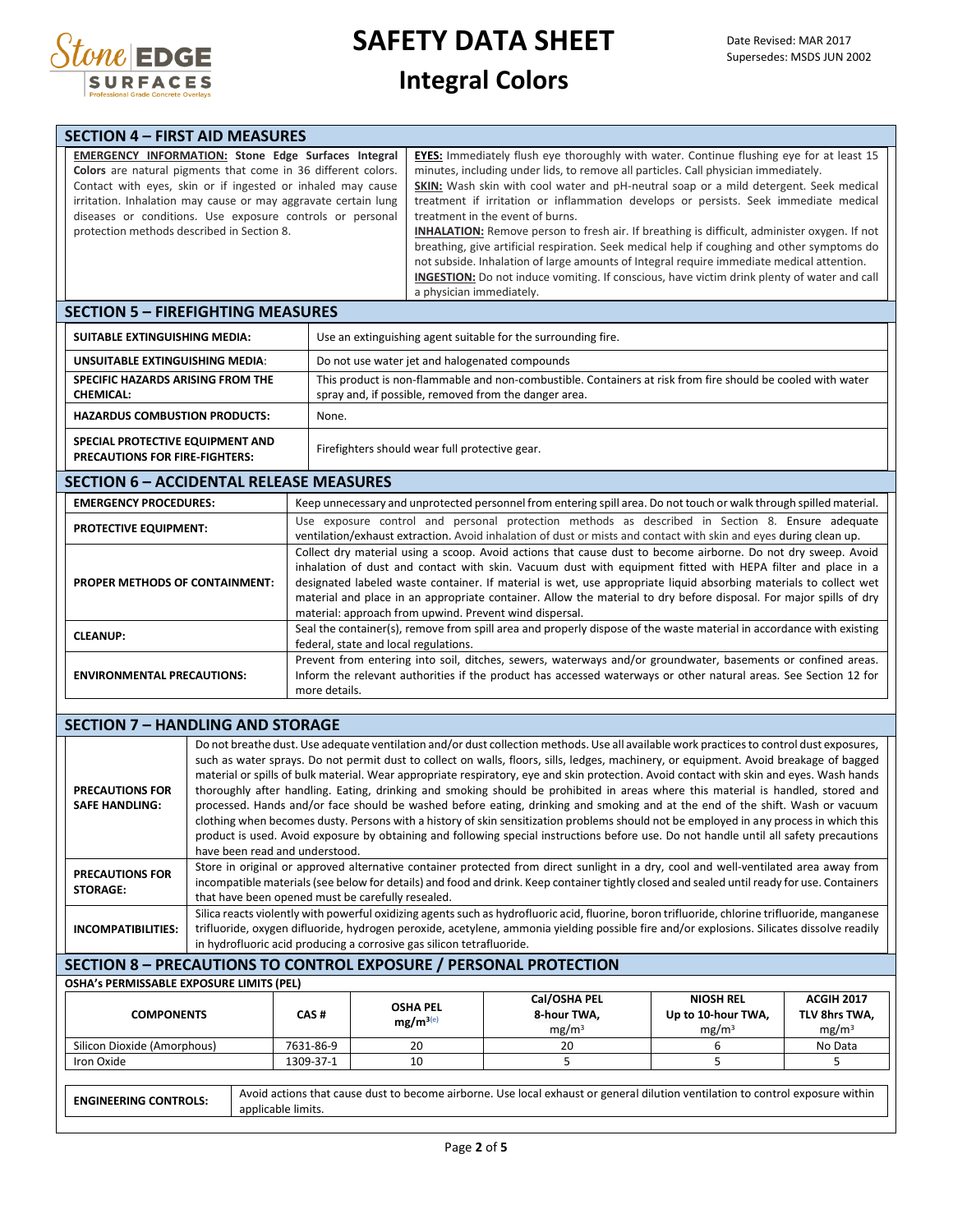# SAFETY DATA SHEET

## Integral Colors

Date Revised: MAR 2017
Supersedes: MSDS JUN 2002

## SECTION 4 – FIRST AID MEASURES

**EMERGENCY INFORMATION: Stone Edge Surfaces Integral Colors** are natural pigments that come in 36 different colors. Contact with eyes, skin or if ingested or inhaled may cause irritation. Inhalation may cause or may aggravate certain lung diseases or conditions. Use exposure controls or personal protection methods described in Section 8.

**EYES:** Immediately flush eye thoroughly with water. Continue flushing eye for at least 15 minutes, including under lids, to remove all particles. Call physician immediately.
**SKIN:** Wash skin with cool water and pH-neutral soap or a mild detergent. Seek medical treatment if irritation or inflammation develops or persists. Seek immediate medical treatment in the event of burns.
**INHALATION:** Remove person to fresh air. If breathing is difficult, administer oxygen. If not breathing, give artificial respiration. Seek medical help if coughing and other symptoms do not subside. Inhalation of large amounts of Integral require immediate medical attention.
**INGESTION:** Do not induce vomiting. If conscious, have victim drink plenty of water and call a physician immediately.

## SECTION 5 – FIREFIGHTING MEASURES

| | |
|---|---|
| **SUITABLE EXTINGUISHING MEDIA:** | Use an extinguishing agent suitable for the surrounding fire. |
| **UNSUITABLE EXTINGUISHING MEDIA:** | Do not use water jet and halogenated compounds |
| **SPECIFIC HAZARDS ARISING FROM THE CHEMICAL:** | This product is non-flammable and non-combustible. Containers at risk from fire should be cooled with water spray and, if possible, removed from the danger area. |
| **HAZARDUS COMBUSTION PRODUCTS:** | None. |
| **SPECIAL PROTECTIVE EQUIPMENT AND PRECAUTIONS FOR FIRE-FIGHTERS:** | Firefighters should wear full protective gear. |

## SECTION 6 – ACCIDENTAL RELEASE MEASURES

| | |
|---|---|
| **EMERGENCY PROCEDURES:** | Keep unnecessary and unprotected personnel from entering spill area. Do not touch or walk through spilled material. |
| **PROTECTIVE EQUIPMENT:** | Use exposure control and personal protection methods as described in Section 8. Ensure adequate ventilation/exhaust extraction. Avoid inhalation of dust or mists and contact with skin and eyes during clean up. |
| **PROPER METHODS OF CONTAINMENT:** | Collect dry material using a scoop. Avoid actions that cause dust to become airborne. Do not dry sweep. Avoid inhalation of dust and contact with skin. Vacuum dust with equipment fitted with HEPA filter and place in a designated labeled waste container. If material is wet, use appropriate liquid absorbing materials to collect wet material and place in an appropriate container. Allow the material to dry before disposal. For major spills of dry material: approach from upwind. Prevent wind dispersal. |
| **CLEANUP:** | Seal the container(s), remove from spill area and properly dispose of the waste material in accordance with existing federal, state and local regulations. |
| **ENVIRONMENTAL PRECAUTIONS:** | Prevent from entering into soil, ditches, sewers, waterways and/or groundwater, basements or confined areas. Inform the relevant authorities if the product has accessed waterways or other natural areas. See Section 12 for more details. |

## SECTION 7 – HANDLING AND STORAGE

| | |
|---|---|
| **PRECAUTIONS FOR SAFE HANDLING:** | Do not breathe dust. Use adequate ventilation and/or dust collection methods. Use all available work practices to control dust exposures, such as water sprays. Do not permit dust to collect on walls, floors, sills, ledges, machinery, or equipment. Avoid breakage of bagged material or spills of bulk material. Wear appropriate respiratory, eye and skin protection. Avoid contact with skin and eyes. Wash hands thoroughly after handling. Eating, drinking and smoking should be prohibited in areas where this material is handled, stored and processed. Hands and/or face should be washed before eating, drinking and smoking and at the end of the shift. Wash or vacuum clothing when becomes dusty. Persons with a history of skin sensitization problems should not be employed in any process in which this product is used. Avoid exposure by obtaining and following special instructions before use. Do not handle until all safety precautions have been read and understood. |
| **PRECAUTIONS FOR STORAGE:** | Store in original or approved alternative container protected from direct sunlight in a dry, cool and well-ventilated area away from incompatible materials (see below for details) and food and drink. Keep container tightly closed and sealed until ready for use. Containers that have been opened must be carefully resealed. |
| **INCOMPATIBILITIES:** | Silica reacts violently with powerful oxidizing agents such as hydrofluoric acid, fluorine, boron trifluoride, chlorine trifluoride, manganese trifluoride, oxygen difluoride, hydrogen peroxide, acetylene, ammonia yielding possible fire and/or explosions. Silicates dissolve readily in hydrofluoric acid producing a corrosive gas silicon tetrafluoride. |

## SECTION 8 – PRECAUTIONS TO CONTROL EXPOSURE / PERSONAL PROTECTION

**OSHA's PERMISSABLE EXPOSURE LIMITS (PEL)**

| COMPONENTS | CAS # | OSHA PEL $mg/m^3$ (e) | Cal/OSHA PEL 8-hour TWA, $mg/m^3$ | NIOSH REL Up to 10-hour TWA, $mg/m^3$ | ACGIH 2017 TLV 8hrs TWA, $mg/m^3$ |
|---|---|---|---|---|---|
| Silicon Dioxide (Amorphous) | 7631-86-9 | 20 | 20 | 6 | No Data |
| Iron Oxide | 1309-37-1 | 10 | 5 | 5 | 5 |

| | |
|---|---|
| **ENGINEERING CONTROLS:** | Avoid actions that cause dust to become airborne. Use local exhaust or general dilution ventilation to control exposure within applicable limits. |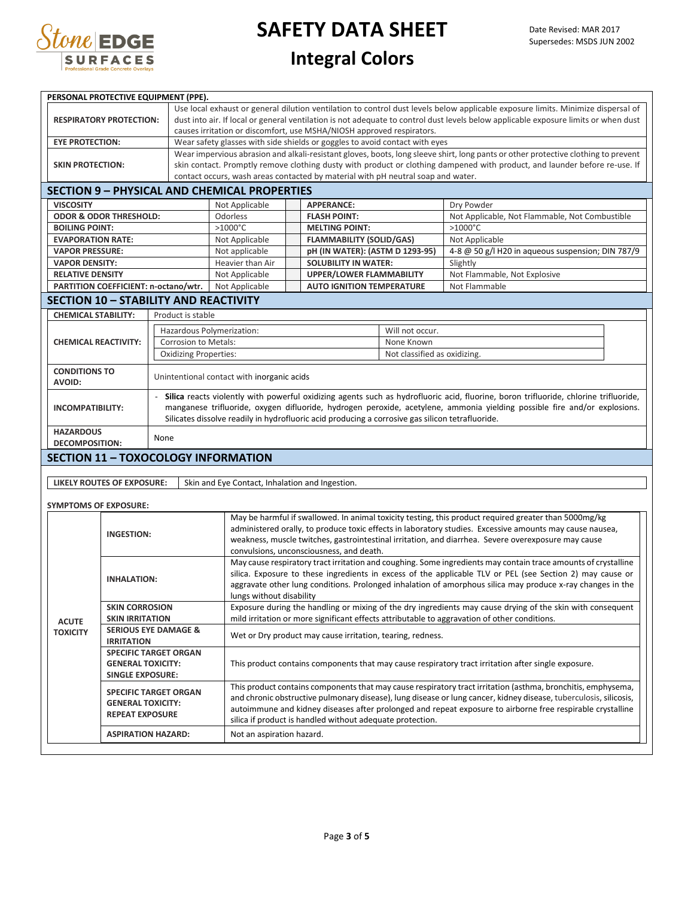**PERSONAL PROTECTIVE EQUIPMENT (PPE).**

| | |
|---|---|
| **RESPIRATORY PROTECTION:** | Use local exhaust or general dilution ventilation to control dust levels below applicable exposure limits. Minimize dispersal of dust into air. If local or general ventilation is not adequate to control dust levels below applicable exposure limits or when dust causes irritation or discomfort, use MSHA/NIOSH approved respirators. |
| **EYE PROTECTION:** | Wear safety glasses with side shields or goggles to avoid contact with eyes |
| **SKIN PROTECTION:** | Wear impervious abrasion and alkali-resistant gloves, boots, long sleeve shirt, long pants or other protective clothing to prevent skin contact. Promptly remove clothing dusty with product or clothing dampened with product, and launder before re-use. If contact occurs, wash areas contacted by material with pH neutral soap and water. |

## SECTION 9 – PHYSICAL AND CHEMICAL PROPERTIES

| | | | |
|---|---|---|---|
| **VISCOSITY** | Not Applicable | **APPERANCE:** | Dry Powder |
| **ODOR & ODOR THRESHOLD:** | Odorless | **FLASH POINT:** | Not Applicable, Not Flammable, Not Combustible |
| **BOILING POINT:** | >1000°C | **MELTING POINT:** | >1000°C |
| **EVAPORATION RATE:** | Not Applicable | **FLAMMABILITY (SOLID/GAS)** | Not Applicable |
| **VAPOR PRESSURE:** | Not applicable | **pH (IN WATER): (ASTM D 1293-95)** | 4-8 @ 50 g/l H20 in aqueous suspension; DIN 787/9 |
| **VAPOR DENSITY:** | Heavier than Air | **SOLUBILITY IN WATER:** | Slightly |
| **RELATIVE DENSITY** | Not Applicable | **UPPER/LOWER FLAMMABILITY** | Not Flammable, Not Explosive |
| **PARTITION COEFFICIENT: n-octano/wtr.** | Not Applicable | **AUTO IGNITION TEMPERATURE** | Not Flammable |

## SECTION 10 – STABILITY AND REACTIVITY

| | | |
|---|---|---|
| **CHEMICAL STABILITY:** | Product is stable | |
| **CHEMICAL REACTIVITY:** | Hazardous Polymerization: | Will not occur. |
| | Corrosion to Metals: | None Known |
| | Oxidizing Properties: | Not classified as oxidizing. |
| **CONDITIONS TO AVOID:** | Unintentional contact with inorganic acids | |
| **INCOMPATIBILITY:** | - **Silica** reacts violently with powerful oxidizing agents such as hydrofluoric acid, fluorine, boron trifluoride, chlorine trifluoride, manganese trifluoride, oxygen difluoride, hydrogen peroxide, acetylene, ammonia yielding possible fire and/or explosions. Silicates dissolve readily in hydrofluoric acid producing a corrosive gas silicon tetrafluoride. | |
| **HAZARDOUS DECOMPOSITION:** | None | |

## SECTION 11 – TOXOCOLOGY INFORMATION

| | |
|---|---|
| **LIKELY ROUTES OF EXPOSURE:** | Skin and Eye Contact, Inhalation and Ingestion. |

**SYMPTOMS OF EXPOSURE:**

| | | |
|---|---|---|
| **ACUTE TOXICITY** | **INGESTION:** | May be harmful if swallowed. In animal toxicity testing, this product required greater than 5000mg/kg administered orally, to produce toxic effects in laboratory studies. Excessive amounts may cause nausea, weakness, muscle twitches, gastrointestinal irritation, and diarrhea. Severe overexposure may cause convulsions, unconsciousness, and death. |
| | **INHALATION:** | May cause respiratory tract irritation and coughing. Some ingredients may contain trace amounts of crystalline silica. Exposure to these ingredients in excess of the applicable TLV or PEL (see Section 2) may cause or aggravate other lung conditions. Prolonged inhalation of amorphous silica may produce x-ray changes in the lungs without disability |
| | **SKIN CORROSION SKIN IRRITATION** | Exposure during the handling or mixing of the dry ingredients may cause drying of the skin with consequent mild irritation or more significant effects attributable to aggravation of other conditions. |
| | **SERIOUS EYE DAMAGE & IRRITATION** | Wet or Dry product may cause irritation, tearing, redness. |
| | **SPECIFIC TARGET ORGAN GENERAL TOXICITY: SINGLE EXPOSURE:** | This product contains components that may cause respiratory tract irritation after single exposure. |
| | **SPECIFIC TARGET ORGAN GENERAL TOXICITY: REPEAT EXPOSURE** | This product contains components that may cause respiratory tract irritation (asthma, bronchitis, emphysema, and chronic obstructive pulmonary disease), lung disease or lung cancer, kidney disease, tuberculosis, silicosis, autoimmune and kidney diseases after prolonged and repeat exposure to airborne free respirable crystalline silica if product is handled without adequate protection. |
| | **ASPIRATION HAZARD:** | Not an aspiration hazard. |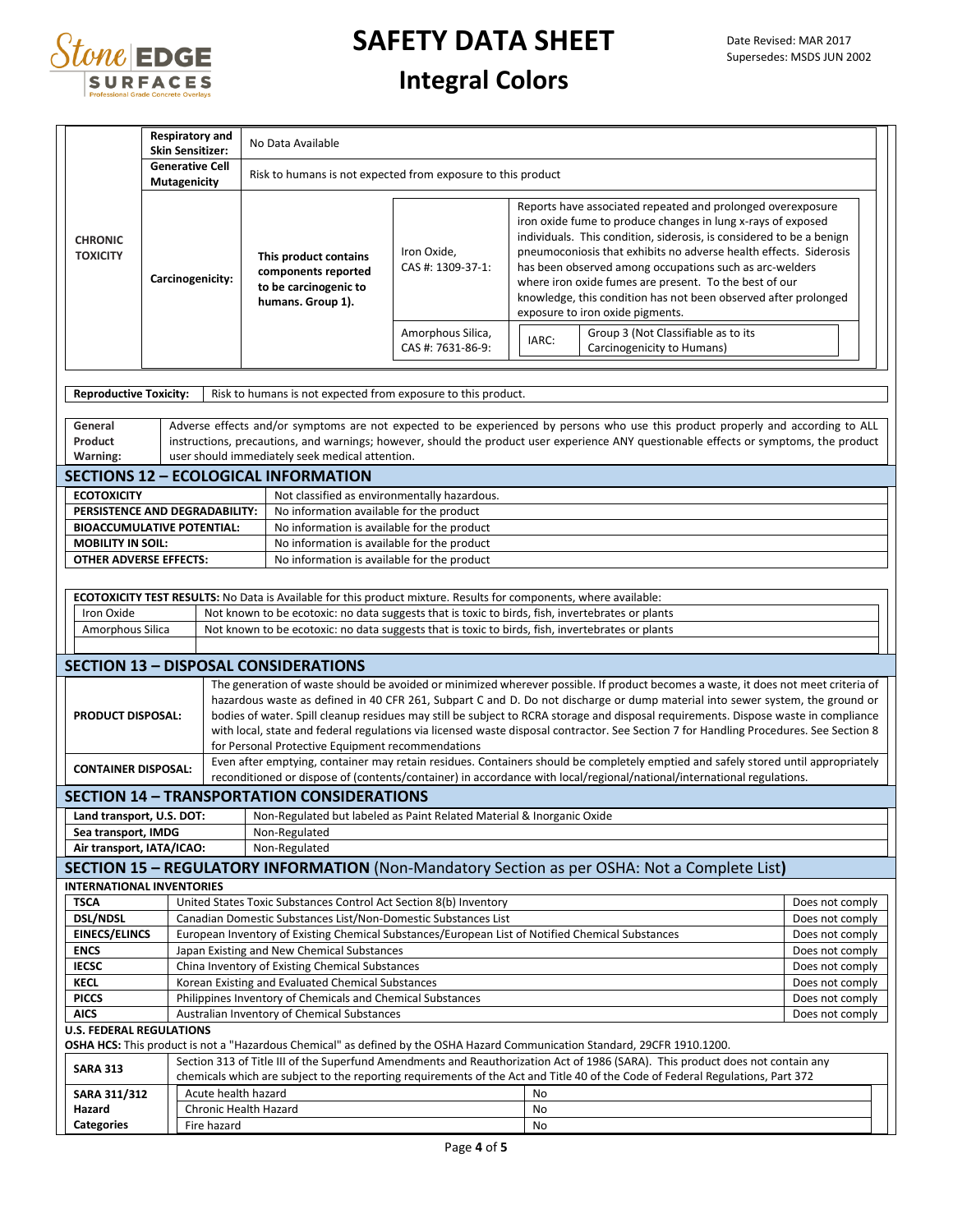| | | | | |
|---|---|---|---|---|
| **CHRONIC TOXICITY** | **Respiratory and Skin Sensitizer:** | No Data Available | | |
| | **Generative Cell Mutagenicity** | Risk to humans is not expected from exposure to this product | | |
| | **Carcinogenicity:** | **This product contains components reported to be carcinogenic to humans. Group 1).** | Iron Oxide, CAS #: 1309-37-1: | Reports have associated repeated and prolonged overexposure iron oxide fume to produce changes in lung x-rays of exposed individuals. This condition, siderosis, is considered to be a benign pneumoconiosis that exhibits no adverse health effects. Siderosis has been observed among occupations such as arc-welders where iron oxide fumes are present. To the best of our knowledge, this condition has not been observed after prolonged exposure to iron oxide pigments. |
| | | | Amorphous Silica, CAS #: 7631-86-9: | IARC: Group 3 (Not Classifiable as to its Carcinogenicity to Humans) |

| | |
|---|---|
| **Reproductive Toxicity:** | Risk to humans is not expected from exposure to this product. |

| | |
|---|---|
| **General Product Warning:** | Adverse effects and/or symptoms are not expected to be experienced by persons who use this product properly and according to ALL instructions, precautions, and warnings; however, should the product user experience ANY questionable effects or symptoms, the product user should immediately seek medical attention. |

## SECTIONS 12 – ECOLOGICAL INFORMATION

| | |
|---|---|
| **ECOTOXICITY** | Not classified as environmentally hazardous. |
| **PERSISTENCE AND DEGRADABILITY:** | No information available for the product |
| **BIOACCUMULATIVE POTENTIAL:** | No information is available for the product |
| **MOBILITY IN SOIL:** | No information is available for the product |
| **OTHER ADVERSE EFFECTS:** | No information is available for the product |

**ECOTOXICITY TEST RESULTS:** No Data is Available for this product mixture. Results for components, where available:

| | |
|---|---|
| Iron Oxide | Not known to be ecotoxic: no data suggests that is toxic to birds, fish, invertebrates or plants |
| Amorphous Silica | Not known to be ecotoxic: no data suggests that is toxic to birds, fish, invertebrates or plants |

## SECTION 13 – DISPOSAL CONSIDERATIONS

| | |
|---|---|
| **PRODUCT DISPOSAL:** | The generation of waste should be avoided or minimized wherever possible. If product becomes a waste, it does not meet criteria of hazardous waste as defined in 40 CFR 261, Subpart C and D. Do not discharge or dump material into sewer system, the ground or bodies of water. Spill cleanup residues may still be subject to RCRA storage and disposal requirements. Dispose waste in compliance with local, state and federal regulations via licensed waste disposal contractor. See Section 7 for Handling Procedures. See Section 8 for Personal Protective Equipment recommendations |
| **CONTAINER DISPOSAL:** | Even after emptying, container may retain residues. Containers should be completely emptied and safely stored until appropriately reconditioned or dispose of (contents/container) in accordance with local/regional/national/international regulations. |

## SECTION 14 – TRANSPORTATION CONSIDERATIONS

| | |
|---|---|
| **Land transport, U.S. DOT:** | Non-Regulated but labeled as Paint Related Material & Inorganic Oxide |
| **Sea transport, IMDG** | Non-Regulated |
| **Air transport, IATA/ICAO:** | Non-Regulated |

## SECTION 15 – REGULATORY INFORMATION (Non-Mandatory Section as per OSHA: Not a Complete List)

**INTERNATIONAL INVENTORIES**

| | | |
|---|---|---|
| **TSCA** | United States Toxic Substances Control Act Section 8(b) Inventory | Does not comply |
| **DSL/NDSL** | Canadian Domestic Substances List/Non-Domestic Substances List | Does not comply |
| **EINECS/ELINCS** | European Inventory of Existing Chemical Substances/European List of Notified Chemical Substances | Does not comply |
| **ENCS** | Japan Existing and New Chemical Substances | Does not comply |
| **IECSC** | China Inventory of Existing Chemical Substances | Does not comply |
| **KECL** | Korean Existing and Evaluated Chemical Substances | Does not comply |
| **PICCS** | Philippines Inventory of Chemicals and Chemical Substances | Does not comply |
| **AICS** | Australian Inventory of Chemical Substances | Does not comply |

**U.S. FEDERAL REGULATIONS**

**OSHA HCS:** This product is not a "Hazardous Chemical" as defined by the OSHA Hazard Communication Standard, 29CFR 1910.1200.

| | | |
|---|---|---|
| **SARA 313** | Section 313 of Title III of the Superfund Amendments and Reauthorization Act of 1986 (SARA). This product does not contain any chemicals which are subject to the reporting requirements of the Act and Title 40 of the Code of Federal Regulations, Part 372 | |
| **SARA 311/312 Hazard Categories** | Acute health hazard | No |
| | Chronic Health Hazard | No |
| | Fire hazard | No |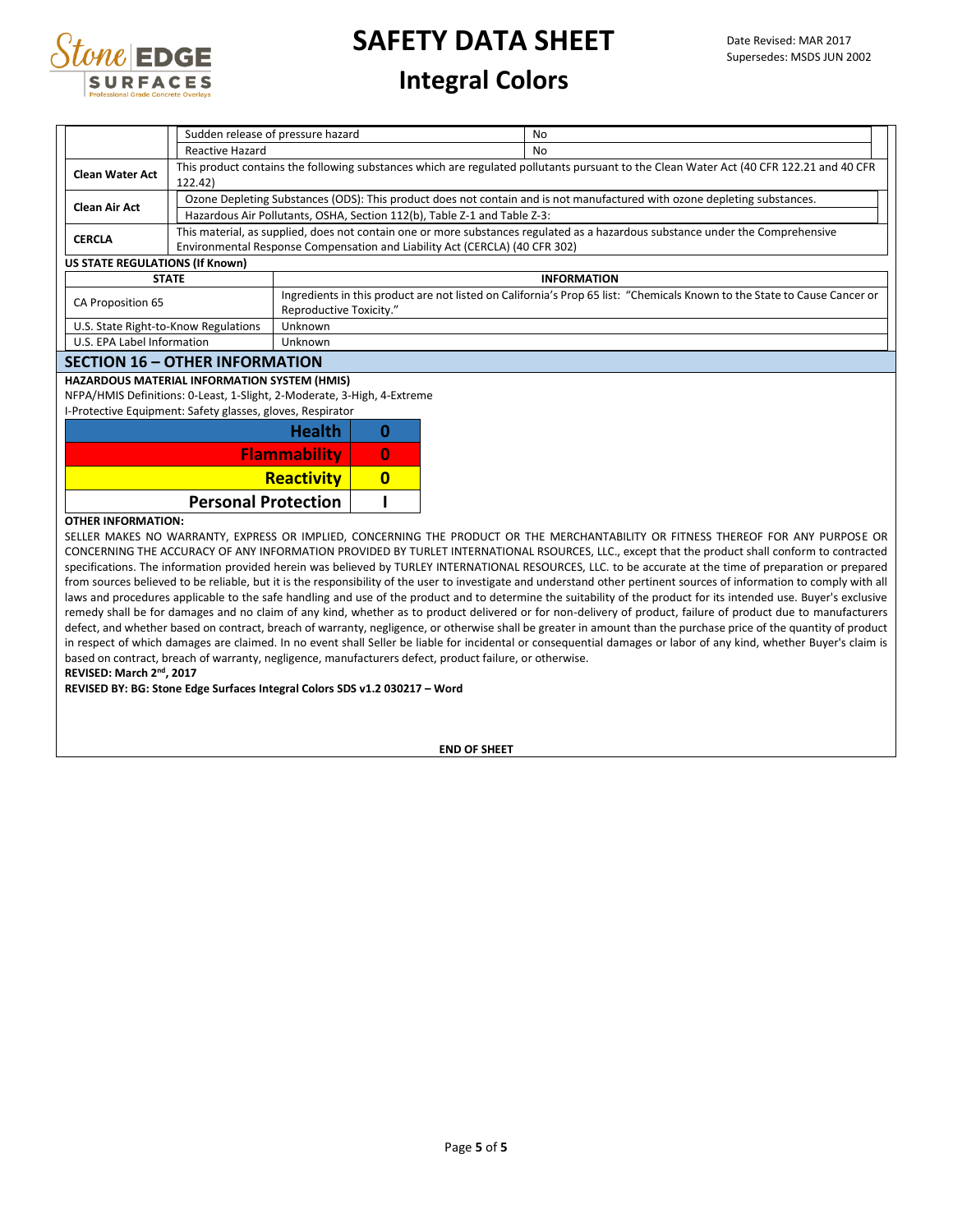| | | |
|---|---|---|
| | Sudden release of pressure hazard | No |
| | Reactive Hazard | No |
| **Clean Water Act** | This product contains the following substances which are regulated pollutants pursuant to the Clean Water Act (40 CFR 122.21 and 40 CFR 122.42) | |
| **Clean Air Act** | Ozone Depleting Substances (ODS): This product does not contain and is not manufactured with ozone depleting substances. | |
| | Hazardous Air Pollutants, OSHA, Section 112(b), Table Z-1 and Table Z-3: | |
| **CERCLA** | This material, as supplied, does not contain one or more substances regulated as a hazardous substance under the Comprehensive Environmental Response Compensation and Liability Act (CERCLA) (40 CFR 302) | |

**US STATE REGULATIONS (If Known)**

| STATE | INFORMATION |
|---|---|
| CA Proposition 65 | Ingredients in this product are not listed on California's Prop 65 list: "Chemicals Known to the State to Cause Cancer or Reproductive Toxicity." |
| U.S. State Right-to-Know Regulations | Unknown |
| U.S. EPA Label Information | Unknown |

## SECTION 16 – OTHER INFORMATION

**HAZARDOUS MATERIAL INFORMATION SYSTEM (HMIS)**

NFPA/HMIS Definitions: 0-Least, 1-Slight, 2-Moderate, 3-High, 4-Extreme

I-Protective Equipment: Safety glasses, gloves, Respirator

| | |
|---|---|
| **Health** | **0** |
| **Flammability** | **0** |
| **Reactivity** | **0** |
| **Personal Protection** | **I** |

**OTHER INFORMATION:**

SELLER MAKES NO WARRANTY, EXPRESS OR IMPLIED, CONCERNING THE PRODUCT OR THE MERCHANTABILITY OR FITNESS THEREOF FOR ANY PURPOSE OR CONCERNING THE ACCURACY OF ANY INFORMATION PROVIDED BY TURLET INTERNATIONAL RSOURCES, LLC., except that the product shall conform to contracted specifications. The information provided herein was believed by TURLEY INTERNATIONAL RESOURCES, LLC. to be accurate at the time of preparation or prepared from sources believed to be reliable, but it is the responsibility of the user to investigate and understand other pertinent sources of information to comply with all laws and procedures applicable to the safe handling and use of the product and to determine the suitability of the product for its intended use. Buyer's exclusive remedy shall be for damages and no claim of any kind, whether as to product delivered or for non-delivery of product, failure of product due to manufacturers defect, and whether based on contract, breach of warranty, negligence, or otherwise shall be greater in amount than the purchase price of the quantity of product in respect of which damages are claimed. In no event shall Seller be liable for incidental or consequential damages or labor of any kind, whether Buyer's claim is based on contract, breach of warranty, negligence, manufacturers defect, product failure, or otherwise.

**REVISED: March 2nd, 2017**

**REVISED BY: BG: Stone Edge Surfaces Integral Colors SDS v1.2 030217 – Word**

**END OF SHEET**